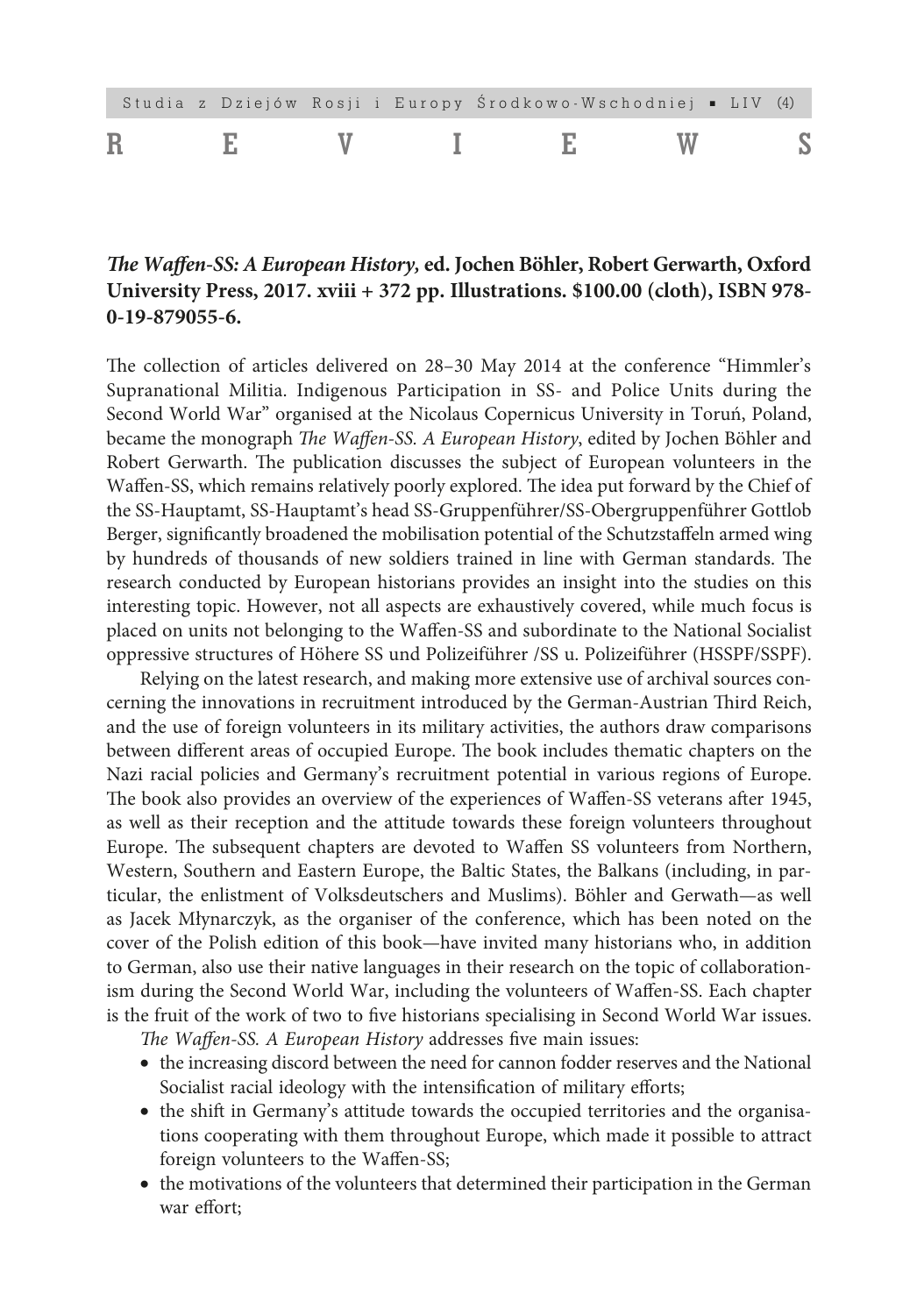# REVIEWS

***The Waffen-SS: A European History*, ed. Jochen Böhler, Robert Gerwarth, Oxford University Press, 2017. xviii + 372 pp. Illustrations. $100.00 (cloth), ISBN 978-0-19-879055-6.**

The collection of articles delivered on 28–30 May 2014 at the conference "Himmler's Supranational Militia. Indigenous Participation in SS- and Police Units during the Second World War" organised at the Nicolaus Copernicus University in Toruń, Poland, became the monograph *The Waffen-SS. A European History*, edited by Jochen Böhler and Robert Gerwarth. The publication discusses the subject of European volunteers in the Waffen-SS, which remains relatively poorly explored. The idea put forward by the Chief of the SS-Hauptamt, SS-Hauptamt's head SS-Gruppenführer/SS-Obergruppenführer Gottlob Berger, significantly broadened the mobilisation potential of the Schutzstaffeln armed wing by hundreds of thousands of new soldiers trained in line with German standards. The research conducted by European historians provides an insight into the studies on this interesting topic. However, not all aspects are exhaustively covered, while much focus is placed on units not belonging to the Waffen-SS and subordinate to the National Socialist oppressive structures of Höhere SS und Polizeiführer /SS u. Polizeiführer (HSSPF/SSPF).

Relying on the latest research, and making more extensive use of archival sources concerning the innovations in recruitment introduced by the German-Austrian Third Reich, and the use of foreign volunteers in its military activities, the authors draw comparisons between different areas of occupied Europe. The book includes thematic chapters on the Nazi racial policies and Germany's recruitment potential in various regions of Europe. The book also provides an overview of the experiences of Waffen-SS veterans after 1945, as well as their reception and the attitude towards these foreign volunteers throughout Europe. The subsequent chapters are devoted to Waffen SS volunteers from Northern, Western, Southern and Eastern Europe, the Baltic States, the Balkans (including, in particular, the enlistment of Volksdeutschers and Muslims). Böhler and Gerwath—as well as Jacek Młynarczyk, as the organiser of the conference, which has been noted on the cover of the Polish edition of this book—have invited many historians who, in addition to German, also use their native languages in their research on the topic of collaborationism during the Second World War, including the volunteers of Waffen-SS. Each chapter is the fruit of the work of two to five historians specialising in Second World War issues.

*The Waffen-SS. A European History* addresses five main issues:

- the increasing discord between the need for cannon fodder reserves and the National Socialist racial ideology with the intensification of military efforts;
- the shift in Germany's attitude towards the occupied territories and the organisations cooperating with them throughout Europe, which made it possible to attract foreign volunteers to the Waffen-SS;
- the motivations of the volunteers that determined their participation in the German war effort;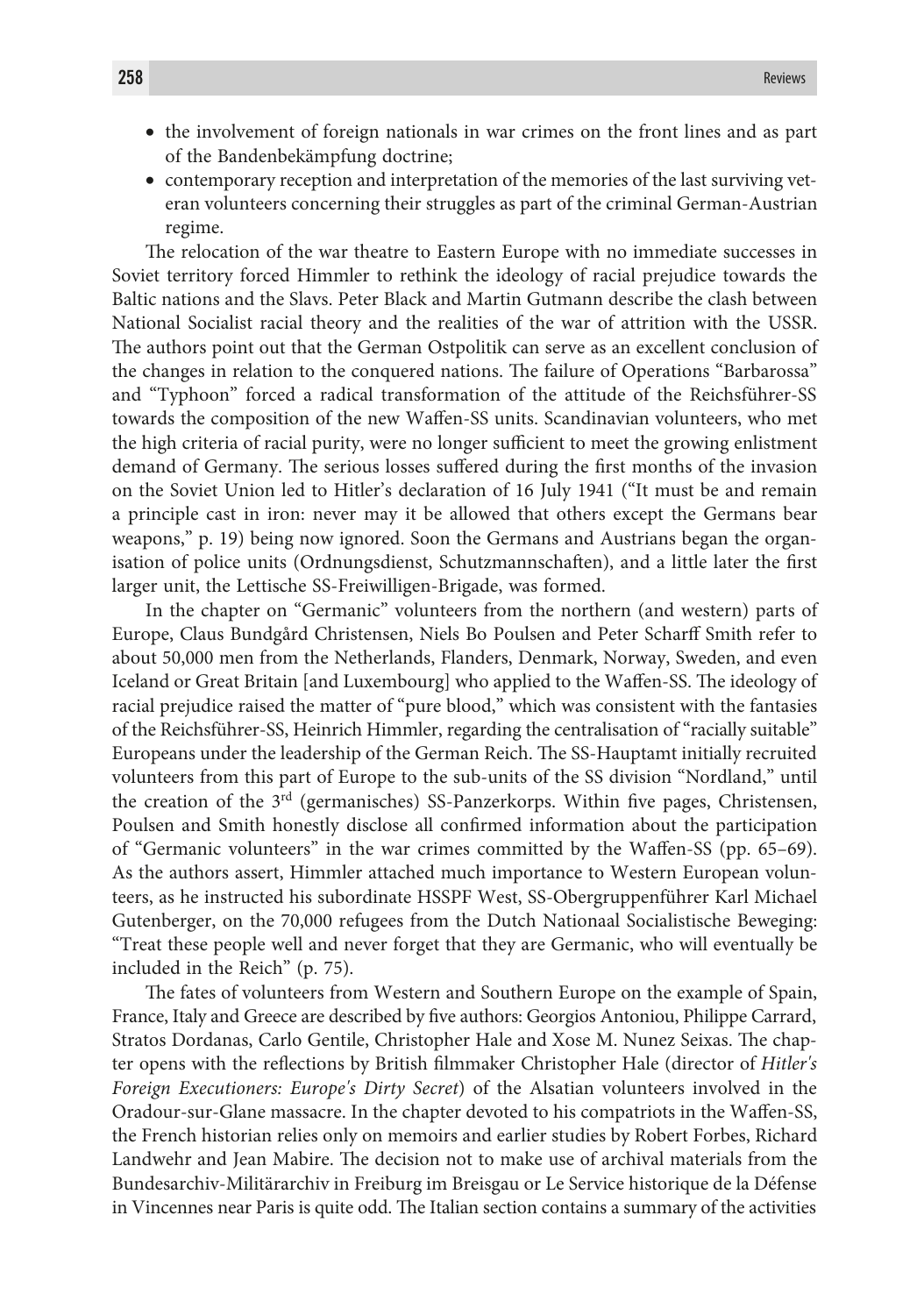- the involvement of foreign nationals in war crimes on the front lines and as part of the Bandenbekämpfung doctrine;
- contemporary reception and interpretation of the memories of the last surviving veteran volunteers concerning their struggles as part of the criminal German-Austrian regime.

The relocation of the war theatre to Eastern Europe with no immediate successes in Soviet territory forced Himmler to rethink the ideology of racial prejudice towards the Baltic nations and the Slavs. Peter Black and Martin Gutmann describe the clash between National Socialist racial theory and the realities of the war of attrition with the USSR. The authors point out that the German Ostpolitik can serve as an excellent conclusion of the changes in relation to the conquered nations. The failure of Operations "Barbarossa" and "Typhoon" forced a radical transformation of the attitude of the Reichsführer-SS towards the composition of the new Waffen-SS units. Scandinavian volunteers, who met the high criteria of racial purity, were no longer sufficient to meet the growing enlistment demand of Germany. The serious losses suffered during the first months of the invasion on the Soviet Union led to Hitler's declaration of 16 July 1941 ("It must be and remain a principle cast in iron: never may it be allowed that others except the Germans bear weapons," p. 19) being now ignored. Soon the Germans and Austrians began the organisation of police units (Ordnungsdienst, Schutzmannschaften), and a little later the first larger unit, the Lettische SS-Freiwilligen-Brigade, was formed.

In the chapter on "Germanic" volunteers from the northern (and western) parts of Europe, Claus Bundgård Christensen, Niels Bo Poulsen and Peter Scharff Smith refer to about 50,000 men from the Netherlands, Flanders, Denmark, Norway, Sweden, and even Iceland or Great Britain [and Luxembourg] who applied to the Waffen-SS. The ideology of racial prejudice raised the matter of "pure blood," which was consistent with the fantasies of the Reichsführer-SS, Heinrich Himmler, regarding the centralisation of "racially suitable" Europeans under the leadership of the German Reich. The SS-Hauptamt initially recruited volunteers from this part of Europe to the sub-units of the SS division "Nordland," until the creation of the 3rd (germanisches) SS-Panzerkorps. Within five pages, Christensen, Poulsen and Smith honestly disclose all confirmed information about the participation of "Germanic volunteers" in the war crimes committed by the Waffen-SS (pp. 65–69). As the authors assert, Himmler attached much importance to Western European volunteers, as he instructed his subordinate HSSPF West, SS-Obergruppenführer Karl Michael Gutenberger, on the 70,000 refugees from the Dutch Nationaal Socialistische Beweging: "Treat these people well and never forget that they are Germanic, who will eventually be included in the Reich" (p. 75).

The fates of volunteers from Western and Southern Europe on the example of Spain, France, Italy and Greece are described by five authors: Georgios Antoniou, Philippe Carrard, Stratos Dordanas, Carlo Gentile, Christopher Hale and Xose M. Nunez Seixas. The chapter opens with the reflections by British filmmaker Christopher Hale (director of *Hitler's Foreign Executioners: Europe's Dirty Secret*) of the Alsatian volunteers involved in the Oradour-sur-Glane massacre. In the chapter devoted to his compatriots in the Waffen-SS, the French historian relies only on memoirs and earlier studies by Robert Forbes, Richard Landwehr and Jean Mabire. The decision not to make use of archival materials from the Bundesarchiv-Militärarchiv in Freiburg im Breisgau or Le Service historique de la Défense in Vincennes near Paris is quite odd. The Italian section contains a summary of the activities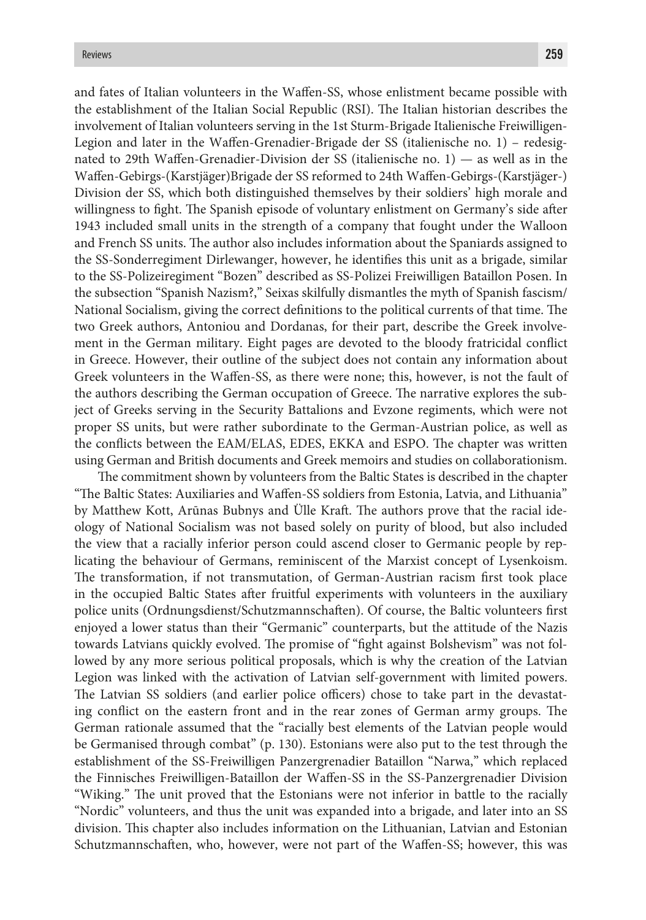and fates of Italian volunteers in the Waffen-SS, whose enlistment became possible with the establishment of the Italian Social Republic (RSI). The Italian historian describes the involvement of Italian volunteers serving in the 1st Sturm-Brigade Italienische Freiwilligen-Legion and later in the Waffen-Grenadier-Brigade der SS (italienische no. 1) – redesignated to 29th Waffen-Grenadier-Division der SS (italienische no. 1) — as well as in the Waffen-Gebirgs-(Karstjäger)Brigade der SS reformed to 24th Waffen-Gebirgs-(Karstjäger-) Division der SS, which both distinguished themselves by their soldiers' high morale and willingness to fight. The Spanish episode of voluntary enlistment on Germany's side after 1943 included small units in the strength of a company that fought under the Walloon and French SS units. The author also includes information about the Spaniards assigned to the SS-Sonderregiment Dirlewanger, however, he identifies this unit as a brigade, similar to the SS-Polizeiregiment "Bozen" described as SS-Polizei Freiwilligen Bataillon Posen. In the subsection "Spanish Nazism?," Seixas skilfully dismantles the myth of Spanish fascism/National Socialism, giving the correct definitions to the political currents of that time. The two Greek authors, Antoniou and Dordanas, for their part, describe the Greek involvement in the German military. Eight pages are devoted to the bloody fratricidal conflict in Greece. However, their outline of the subject does not contain any information about Greek volunteers in the Waffen-SS, as there were none; this, however, is not the fault of the authors describing the German occupation of Greece. The narrative explores the subject of Greeks serving in the Security Battalions and Evzone regiments, which were not proper SS units, but were rather subordinate to the German-Austrian police, as well as the conflicts between the EAM/ELAS, EDES, EKKA and ESPO. The chapter was written using German and British documents and Greek memoirs and studies on collaborationism.

The commitment shown by volunteers from the Baltic States is described in the chapter "The Baltic States: Auxiliaries and Waffen-SS soldiers from Estonia, Latvia, and Lithuania" by Matthew Kott, Arūnas Bubnys and Ülle Kraft. The authors prove that the racial ideology of National Socialism was not based solely on purity of blood, but also included the view that a racially inferior person could ascend closer to Germanic people by replicating the behaviour of Germans, reminiscent of the Marxist concept of Lysenkoism. The transformation, if not transmutation, of German-Austrian racism first took place in the occupied Baltic States after fruitful experiments with volunteers in the auxiliary police units (Ordnungsdienst/Schutzmannschaften). Of course, the Baltic volunteers first enjoyed a lower status than their "Germanic" counterparts, but the attitude of the Nazis towards Latvians quickly evolved. The promise of "fight against Bolshevism" was not followed by any more serious political proposals, which is why the creation of the Latvian Legion was linked with the activation of Latvian self-government with limited powers. The Latvian SS soldiers (and earlier police officers) chose to take part in the devastating conflict on the eastern front and in the rear zones of German army groups. The German rationale assumed that the "racially best elements of the Latvian people would be Germanised through combat" (p. 130). Estonians were also put to the test through the establishment of the SS-Freiwilligen Panzergrenadier Bataillon "Narwa," which replaced the Finnisches Freiwilligen-Bataillon der Waffen-SS in the SS-Panzergrenadier Division "Wiking." The unit proved that the Estonians were not inferior in battle to the racially "Nordic" volunteers, and thus the unit was expanded into a brigade, and later into an SS division. This chapter also includes information on the Lithuanian, Latvian and Estonian Schutzmannschaften, who, however, were not part of the Waffen-SS; however, this was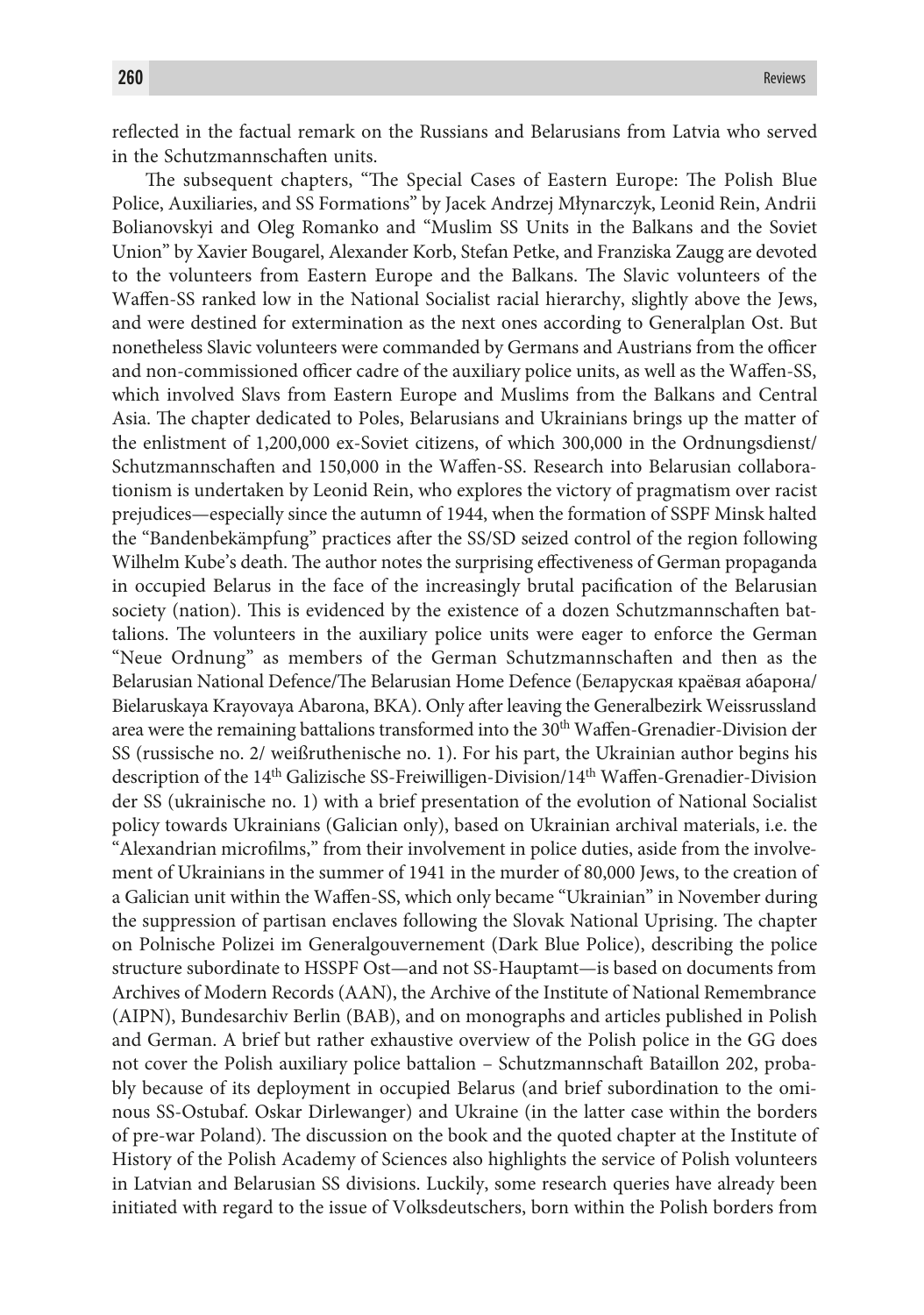reflected in the factual remark on the Russians and Belarusians from Latvia who served in the Schutzmannschaften units.

The subsequent chapters, "The Special Cases of Eastern Europe: The Polish Blue Police, Auxiliaries, and SS Formations" by Jacek Andrzej Młynarczyk, Leonid Rein, Andrii Bolianovskyi and Oleg Romanko and "Muslim SS Units in the Balkans and the Soviet Union" by Xavier Bougarel, Alexander Korb, Stefan Petke, and Franziska Zaugg are devoted to the volunteers from Eastern Europe and the Balkans. The Slavic volunteers of the Waffen-SS ranked low in the National Socialist racial hierarchy, slightly above the Jews, and were destined for extermination as the next ones according to Generalplan Ost. But nonetheless Slavic volunteers were commanded by Germans and Austrians from the officer and non-commissioned officer cadre of the auxiliary police units, as well as the Waffen-SS, which involved Slavs from Eastern Europe and Muslims from the Balkans and Central Asia. The chapter dedicated to Poles, Belarusians and Ukrainians brings up the matter of the enlistment of 1,200,000 ex-Soviet citizens, of which 300,000 in the Ordnungsdienst/ Schutzmannschaften and 150,000 in the Waffen-SS. Research into Belarusian collaborationism is undertaken by Leonid Rein, who explores the victory of pragmatism over racist prejudices—especially since the autumn of 1944, when the formation of SSPF Minsk halted the "Bandenbekämpfung" practices after the SS/SD seized control of the region following Wilhelm Kube's death. The author notes the surprising effectiveness of German propaganda in occupied Belarus in the face of the increasingly brutal pacification of the Belarusian society (nation). This is evidenced by the existence of a dozen Schutzmannschaften battalions. The volunteers in the auxiliary police units were eager to enforce the German "Neue Ordnung" as members of the German Schutzmannschaften and then as the Belarusian National Defence/The Belarusian Home Defence (Беларуская краёвая абарона/ Bielaruskaya Krayovaya Abarona, BKA). Only after leaving the Generalbezirk Weissrussland area were the remaining battalions transformed into the 30th Waffen-Grenadier-Division der SS (russische no. 2/ weißruthenische no. 1). For his part, the Ukrainian author begins his description of the 14th Galizische SS-Freiwilligen-Division/14th Waffen-Grenadier-Division der SS (ukrainische no. 1) with a brief presentation of the evolution of National Socialist policy towards Ukrainians (Galician only), based on Ukrainian archival materials, i.e. the "Alexandrian microfilms," from their involvement in police duties, aside from the involvement of Ukrainians in the summer of 1941 in the murder of 80,000 Jews, to the creation of a Galician unit within the Waffen-SS, which only became "Ukrainian" in November during the suppression of partisan enclaves following the Slovak National Uprising. The chapter on Polnische Polizei im Generalgouvernement (Dark Blue Police), describing the police structure subordinate to HSSPF Ost—and not SS-Hauptamt—is based on documents from Archives of Modern Records (AAN), the Archive of the Institute of National Remembrance (AIPN), Bundesarchiv Berlin (BAB), and on monographs and articles published in Polish and German. A brief but rather exhaustive overview of the Polish police in the GG does not cover the Polish auxiliary police battalion – Schutzmannschaft Bataillon 202, probably because of its deployment in occupied Belarus (and brief subordination to the ominous SS-Ostubaf. Oskar Dirlewanger) and Ukraine (in the latter case within the borders of pre-war Poland). The discussion on the book and the quoted chapter at the Institute of History of the Polish Academy of Sciences also highlights the service of Polish volunteers in Latvian and Belarusian SS divisions. Luckily, some research queries have already been initiated with regard to the issue of Volksdeutschers, born within the Polish borders from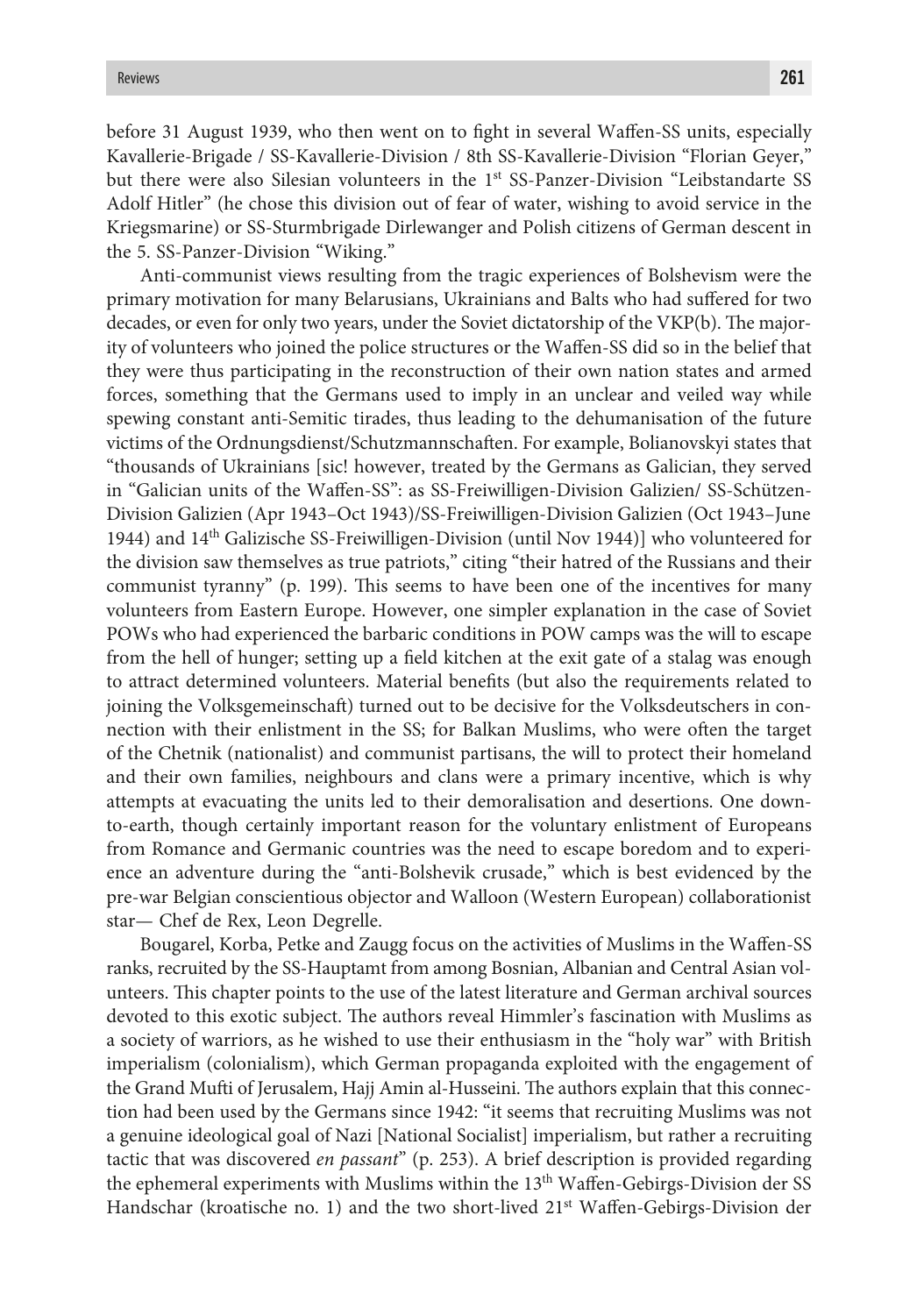before 31 August 1939, who then went on to fight in several Waffen-SS units, especially Kavallerie-Brigade / SS-Kavallerie-Division / 8th SS-Kavallerie-Division "Florian Geyer," but there were also Silesian volunteers in the 1st SS-Panzer-Division "Leibstandarte SS Adolf Hitler" (he chose this division out of fear of water, wishing to avoid service in the Kriegsmarine) or SS-Sturmbrigade Dirlewanger and Polish citizens of German descent in the 5. SS-Panzer-Division "Wiking."

Anti-communist views resulting from the tragic experiences of Bolshevism were the primary motivation for many Belarusians, Ukrainians and Balts who had suffered for two decades, or even for only two years, under the Soviet dictatorship of the VKP(b). The majority of volunteers who joined the police structures or the Waffen-SS did so in the belief that they were thus participating in the reconstruction of their own nation states and armed forces, something that the Germans used to imply in an unclear and veiled way while spewing constant anti-Semitic tirades, thus leading to the dehumanisation of the future victims of the Ordnungsdienst/Schutzmannschaften. For example, Bolianovskyi states that "thousands of Ukrainians [sic! however, treated by the Germans as Galician, they served in "Galician units of the Waffen-SS": as SS-Freiwilligen-Division Galizien/ SS-Schützen-Division Galizien (Apr 1943–Oct 1943)/SS-Freiwilligen-Division Galizien (Oct 1943–June 1944) and 14th Galizische SS-Freiwilligen-Division (until Nov 1944)] who volunteered for the division saw themselves as true patriots," citing "their hatred of the Russians and their communist tyranny" (p. 199). This seems to have been one of the incentives for many volunteers from Eastern Europe. However, one simpler explanation in the case of Soviet POWs who had experienced the barbaric conditions in POW camps was the will to escape from the hell of hunger; setting up a field kitchen at the exit gate of a stalag was enough to attract determined volunteers. Material benefits (but also the requirements related to joining the Volksgemeinschaft) turned out to be decisive for the Volksdeutschers in connection with their enlistment in the SS; for Balkan Muslims, who were often the target of the Chetnik (nationalist) and communist partisans, the will to protect their homeland and their own families, neighbours and clans were a primary incentive, which is why attempts at evacuating the units led to their demoralisation and desertions. One down-to-earth, though certainly important reason for the voluntary enlistment of Europeans from Romance and Germanic countries was the need to escape boredom and to experience an adventure during the "anti-Bolshevik crusade," which is best evidenced by the pre-war Belgian conscientious objector and Walloon (Western European) collaborationist star— Chef de Rex, Leon Degrelle.

Bougarel, Korba, Petke and Zaugg focus on the activities of Muslims in the Waffen-SS ranks, recruited by the SS-Hauptamt from among Bosnian, Albanian and Central Asian volunteers. This chapter points to the use of the latest literature and German archival sources devoted to this exotic subject. The authors reveal Himmler's fascination with Muslims as a society of warriors, as he wished to use their enthusiasm in the "holy war" with British imperialism (colonialism), which German propaganda exploited with the engagement of the Grand Mufti of Jerusalem, Hajj Amin al-Husseini. The authors explain that this connection had been used by the Germans since 1942: "it seems that recruiting Muslims was not a genuine ideological goal of Nazi [National Socialist] imperialism, but rather a recruiting tactic that was discovered *en passant*" (p. 253). A brief description is provided regarding the ephemeral experiments with Muslims within the 13th Waffen-Gebirgs-Division der SS Handschar (kroatische no. 1) and the two short-lived 21st Waffen-Gebirgs-Division der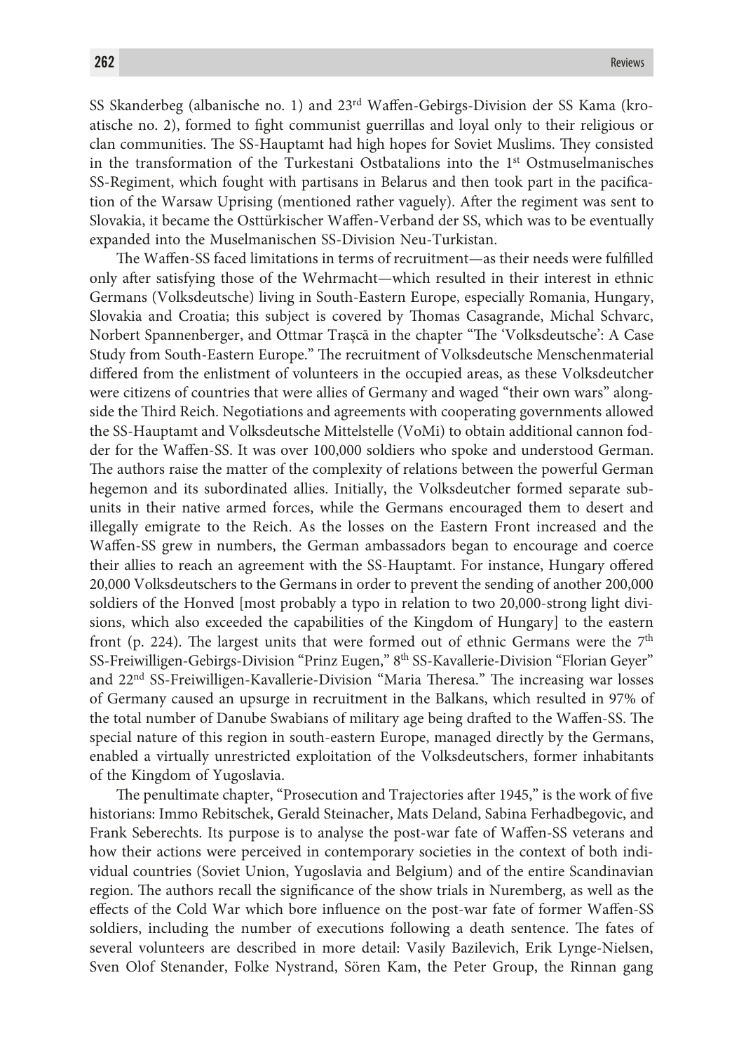SS Skanderbeg (albanische no. 1) and 23rd Waffen-Gebirgs-Division der SS Kama (kroatische no. 2), formed to fight communist guerrillas and loyal only to their religious or clan communities. The SS-Hauptamt had high hopes for Soviet Muslims. They consisted in the transformation of the Turkestani Ostbatalions into the 1st Ostmuselmanisches SS-Regiment, which fought with partisans in Belarus and then took part in the pacification of the Warsaw Uprising (mentioned rather vaguely). After the regiment was sent to Slovakia, it became the Osttürkischer Waffen-Verband der SS, which was to be eventually expanded into the Muselmanischen SS-Division Neu-Turkistan.

The Waffen-SS faced limitations in terms of recruitment—as their needs were fulfilled only after satisfying those of the Wehrmacht—which resulted in their interest in ethnic Germans (Volksdeutsche) living in South-Eastern Europe, especially Romania, Hungary, Slovakia and Croatia; this subject is covered by Thomas Casagrande, Michal Schvarc, Norbert Spannenberger, and Ottmar Trașcă in the chapter "The 'Volksdeutsche': A Case Study from South-Eastern Europe." The recruitment of Volksdeutsche Menschenmaterial differed from the enlistment of volunteers in the occupied areas, as these Volksdeutcher were citizens of countries that were allies of Germany and waged "their own wars" alongside the Third Reich. Negotiations and agreements with cooperating governments allowed the SS-Hauptamt and Volksdeutsche Mittelstelle (VoMi) to obtain additional cannon fodder for the Waffen-SS. It was over 100,000 soldiers who spoke and understood German. The authors raise the matter of the complexity of relations between the powerful German hegemon and its subordinated allies. Initially, the Volksdeutcher formed separate subunits in their native armed forces, while the Germans encouraged them to desert and illegally emigrate to the Reich. As the losses on the Eastern Front increased and the Waffen-SS grew in numbers, the German ambassadors began to encourage and coerce their allies to reach an agreement with the SS-Hauptamt. For instance, Hungary offered 20,000 Volksdeutschers to the Germans in order to prevent the sending of another 200,000 soldiers of the Honved [most probably a typo in relation to two 20,000-strong light divisions, which also exceeded the capabilities of the Kingdom of Hungary] to the eastern front (p. 224). The largest units that were formed out of ethnic Germans were the 7th SS-Freiwilligen-Gebirgs-Division "Prinz Eugen," 8th SS-Kavallerie-Division "Florian Geyer" and 22nd SS-Freiwilligen-Kavallerie-Division "Maria Theresa." The increasing war losses of Germany caused an upsurge in recruitment in the Balkans, which resulted in 97% of the total number of Danube Swabians of military age being drafted to the Waffen-SS. The special nature of this region in south-eastern Europe, managed directly by the Germans, enabled a virtually unrestricted exploitation of the Volksdeutschers, former inhabitants of the Kingdom of Yugoslavia.

The penultimate chapter, "Prosecution and Trajectories after 1945," is the work of five historians: Immo Rebitschek, Gerald Steinacher, Mats Deland, Sabina Ferhadbegovic, and Frank Seberechts. Its purpose is to analyse the post-war fate of Waffen-SS veterans and how their actions were perceived in contemporary societies in the context of both individual countries (Soviet Union, Yugoslavia and Belgium) and of the entire Scandinavian region. The authors recall the significance of the show trials in Nuremberg, as well as the effects of the Cold War which bore influence on the post-war fate of former Waffen-SS soldiers, including the number of executions following a death sentence. The fates of several volunteers are described in more detail: Vasily Bazilevich, Erik Lynge-Nielsen, Sven Olof Stenander, Folke Nystrand, Sören Kam, the Peter Group, the Rinnan gang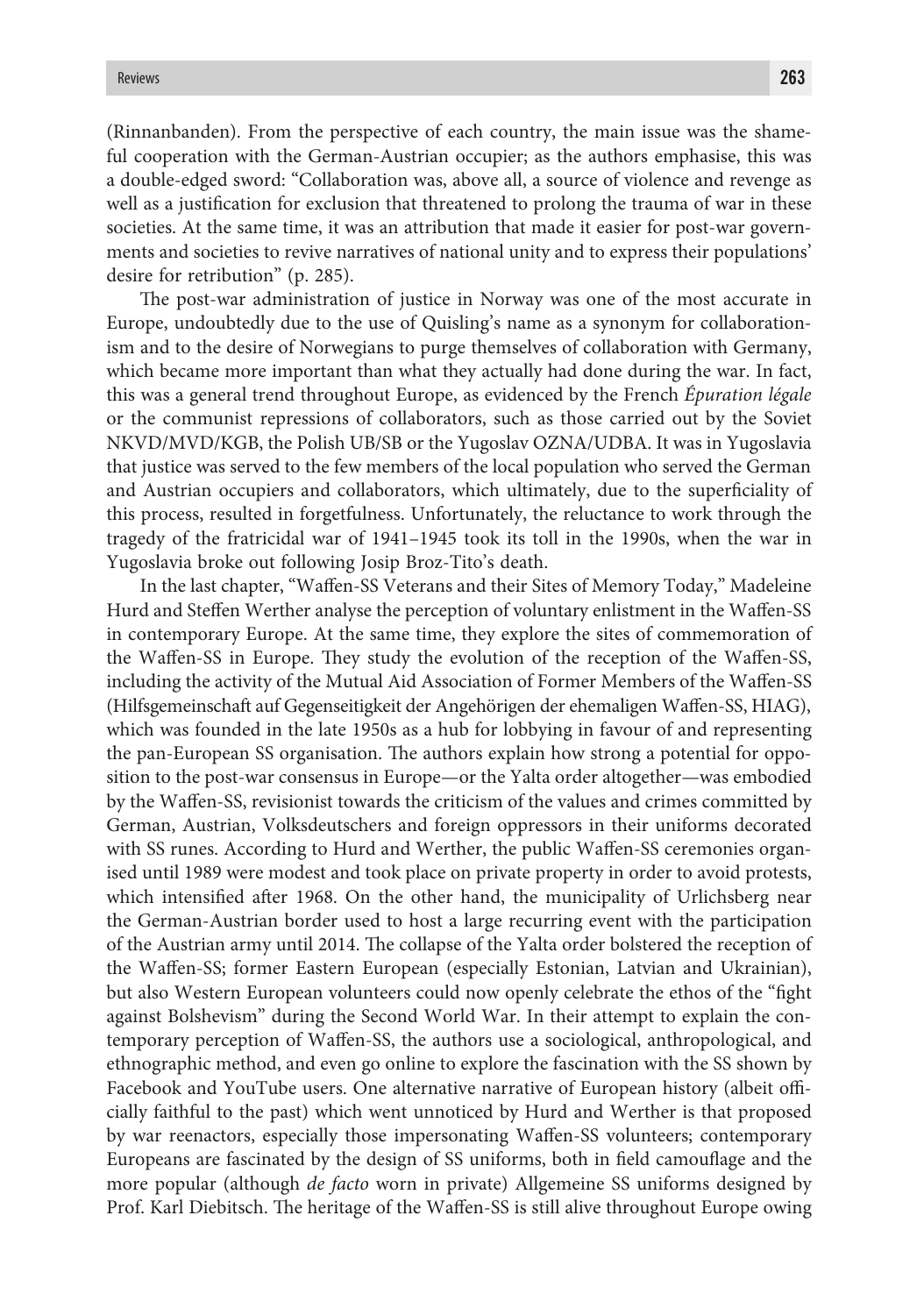(Rinnanbanden). From the perspective of each country, the main issue was the shameful cooperation with the German-Austrian occupier; as the authors emphasise, this was a double-edged sword: "Collaboration was, above all, a source of violence and revenge as well as a justification for exclusion that threatened to prolong the trauma of war in these societies. At the same time, it was an attribution that made it easier for post-war governments and societies to revive narratives of national unity and to express their populations' desire for retribution" (p. 285).

The post-war administration of justice in Norway was one of the most accurate in Europe, undoubtedly due to the use of Quisling's name as a synonym for collaborationism and to the desire of Norwegians to purge themselves of collaboration with Germany, which became more important than what they actually had done during the war. In fact, this was a general trend throughout Europe, as evidenced by the French *Épuration légale* or the communist repressions of collaborators, such as those carried out by the Soviet NKVD/MVD/KGB, the Polish UB/SB or the Yugoslav OZNA/UDBA. It was in Yugoslavia that justice was served to the few members of the local population who served the German and Austrian occupiers and collaborators, which ultimately, due to the superficiality of this process, resulted in forgetfulness. Unfortunately, the reluctance to work through the tragedy of the fratricidal war of 1941–1945 took its toll in the 1990s, when the war in Yugoslavia broke out following Josip Broz-Tito's death.

In the last chapter, "Waffen-SS Veterans and their Sites of Memory Today," Madeleine Hurd and Steffen Werther analyse the perception of voluntary enlistment in the Waffen-SS in contemporary Europe. At the same time, they explore the sites of commemoration of the Waffen-SS in Europe. They study the evolution of the reception of the Waffen-SS, including the activity of the Mutual Aid Association of Former Members of the Waffen-SS (Hilfsgemeinschaft auf Gegenseitigkeit der Angehörigen der ehemaligen Waffen-SS, HIAG), which was founded in the late 1950s as a hub for lobbying in favour of and representing the pan-European SS organisation. The authors explain how strong a potential for opposition to the post-war consensus in Europe—or the Yalta order altogether—was embodied by the Waffen-SS, revisionist towards the criticism of the values and crimes committed by German, Austrian, Volksdeutschers and foreign oppressors in their uniforms decorated with SS runes. According to Hurd and Werther, the public Waffen-SS ceremonies organised until 1989 were modest and took place on private property in order to avoid protests, which intensified after 1968. On the other hand, the municipality of Urlichsberg near the German-Austrian border used to host a large recurring event with the participation of the Austrian army until 2014. The collapse of the Yalta order bolstered the reception of the Waffen-SS; former Eastern European (especially Estonian, Latvian and Ukrainian), but also Western European volunteers could now openly celebrate the ethos of the "fight against Bolshevism" during the Second World War. In their attempt to explain the contemporary perception of Waffen-SS, the authors use a sociological, anthropological, and ethnographic method, and even go online to explore the fascination with the SS shown by Facebook and YouTube users. One alternative narrative of European history (albeit officially faithful to the past) which went unnoticed by Hurd and Werther is that proposed by war reenactors, especially those impersonating Waffen-SS volunteers; contemporary Europeans are fascinated by the design of SS uniforms, both in field camouflage and the more popular (although *de facto* worn in private) Allgemeine SS uniforms designed by Prof. Karl Diebitsch. The heritage of the Waffen-SS is still alive throughout Europe owing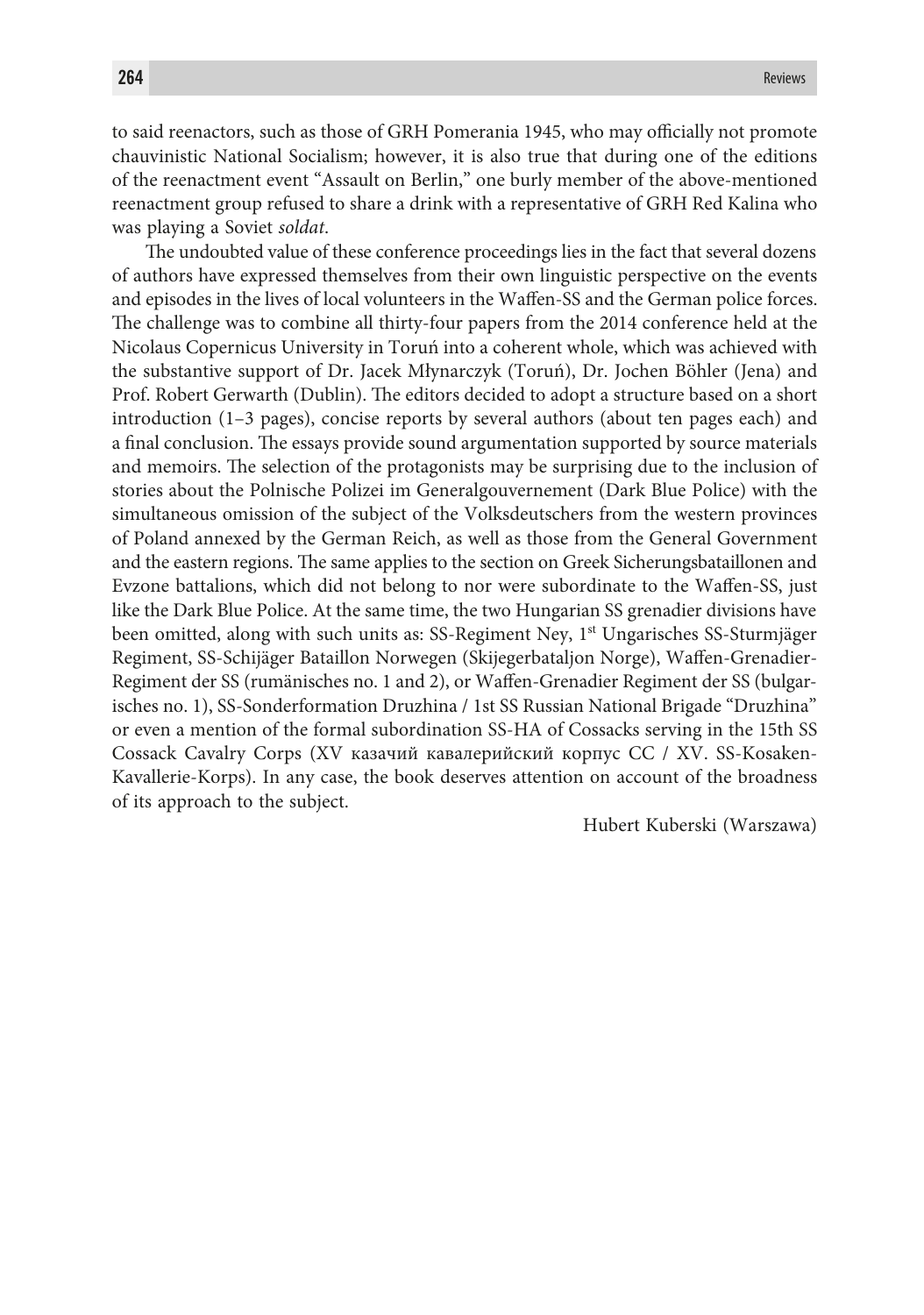to said reenactors, such as those of GRH Pomerania 1945, who may officially not promote chauvinistic National Socialism; however, it is also true that during one of the editions of the reenactment event "Assault on Berlin," one burly member of the above-mentioned reenactment group refused to share a drink with a representative of GRH Red Kalina who was playing a Soviet *soldat*.

The undoubted value of these conference proceedings lies in the fact that several dozens of authors have expressed themselves from their own linguistic perspective on the events and episodes in the lives of local volunteers in the Waffen-SS and the German police forces. The challenge was to combine all thirty-four papers from the 2014 conference held at the Nicolaus Copernicus University in Toruń into a coherent whole, which was achieved with the substantive support of Dr. Jacek Młynarczyk (Toruń), Dr. Jochen Böhler (Jena) and Prof. Robert Gerwarth (Dublin). The editors decided to adopt a structure based on a short introduction (1–3 pages), concise reports by several authors (about ten pages each) and a final conclusion. The essays provide sound argumentation supported by source materials and memoirs. The selection of the protagonists may be surprising due to the inclusion of stories about the Polnische Polizei im Generalgouvernement (Dark Blue Police) with the simultaneous omission of the subject of the Volksdeutschers from the western provinces of Poland annexed by the German Reich, as well as those from the General Government and the eastern regions. The same applies to the section on Greek Sicherungsbataillonen and Evzone battalions, which did not belong to nor were subordinate to the Waffen-SS, just like the Dark Blue Police. At the same time, the two Hungarian SS grenadier divisions have been omitted, along with such units as: SS-Regiment Ney, 1st Ungarisches SS-Sturmjäger Regiment, SS-Schijäger Bataillon Norwegen (Skijegerbataljon Norge), Waffen-Grenadier-Regiment der SS (rumänisches no. 1 and 2), or Waffen-Grenadier Regiment der SS (bulgarisches no. 1), SS-Sonderformation Druzhina / 1st SS Russian National Brigade "Druzhina" or even a mention of the formal subordination SS-HA of Cossacks serving in the 15th SS Cossack Cavalry Corps (XV казачий кавалерийский корпус СС / XV. SS-Kosaken-Kavallerie-Korps). In any case, the book deserves attention on account of the broadness of its approach to the subject.

Hubert Kuberski (Warszawa)